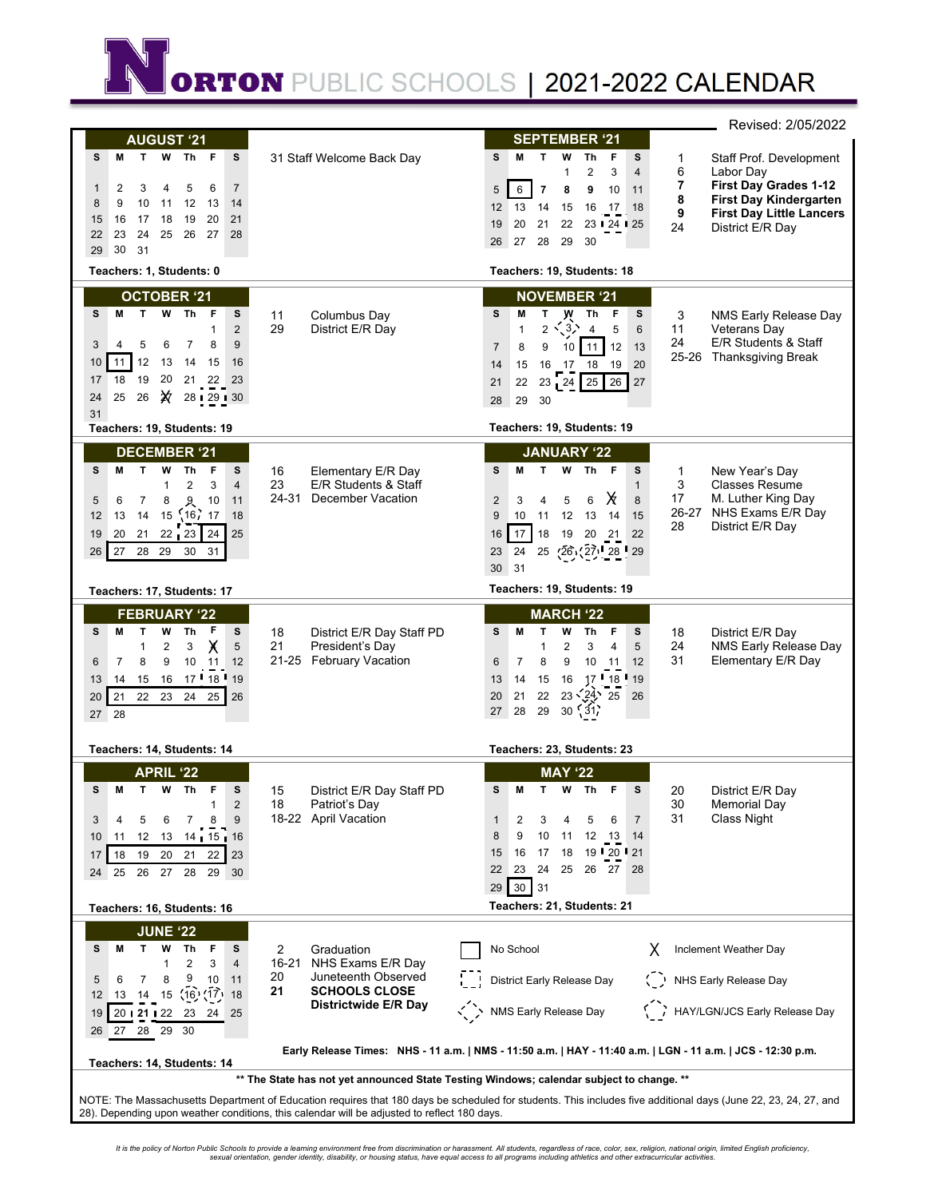# NORTON PUBLIC SCHOOLS | 2021-2022 CALENDAR

Revised: 2/05/2022

## AUGUST '21

| S | M | T | W | Th | F | S |
|---|---|---|---|---|---|---|
| 1 | 2 | 3 | 4 | 5 | 6 | 7 |
| 8 | 9 | 10 | 11 | 12 | 13 | 14 |
| 15 | 16 | 17 | 18 | 19 | 20 | 21 |
| 22 | 23 | 24 | 25 | 26 | 27 | 28 |
| 29 | 30 | 31 | | | | |

31 Staff Welcome Back Day

**Teachers: 1, Students: 0**

## SEPTEMBER '21

| S | M | T | W | Th | F | S |
|---|---|---|---|---|---|---|
| | | | 1 | 2 | 3 | 4 |
| 5 | 6 | 7 | 8 | 9 | 10 | 11 |
| 12 | 13 | 14 | 15 | 16 | 17 | 18 |
| 19 | 20 | 21 | 22 | 23 | 24 | 25 |
| 26 | 27 | 28 | 29 | 30 | | |

- 1 Staff Prof. Development
- 6 Labor Day
- **7 First Day Grades 1-12**
- **8 First Day Kindergarten**
- **9 First Day Little Lancers**
- 24 District E/R Day

**Teachers: 19, Students: 18**

## OCTOBER '21

| S | M | T | W | Th | F | S |
|---|---|---|---|---|---|---|
| | | | | | 1 | 2 |
| 3 | 4 | 5 | 6 | 7 | 8 | 9 |
| 10 | 11 | 12 | 13 | 14 | 15 | 16 |
| 17 | 18 | 19 | 20 | 21 | 22 | 23 |
| 24 | 25 | 26 | X | 28 | 29 | 30 |
| 31 | | | | | | |

- 11 Columbus Day
- 29 District E/R Day

**Teachers: 19, Students: 19**

## NOVEMBER '21

| S | M | T | W | Th | F | S |
|---|---|---|---|---|---|---|
| | 1 | 2 | 3 | 4 | 5 | 6 |
| 7 | 8 | 9 | 10 | 11 | 12 | 13 |
| 14 | 15 | 16 | 17 | 18 | 19 | 20 |
| 21 | 22 | 23 | 24 | 25 | 26 | 27 |
| 28 | 29 | 30 | | | | |

- 3 NMS Early Release Day
- 11 Veterans Day
- 24 E/R Students & Staff
- 25-26 Thanksgiving Break

**Teachers: 19, Students: 19**

## DECEMBER '21

| S | M | T | W | Th | F | S |
|---|---|---|---|---|---|---|
| | | | 1 | 2 | 3 | 4 |
| 5 | 6 | 7 | 8 | 9 | 10 | 11 |
| 12 | 13 | 14 | 15 | 16 | 17 | 18 |
| 19 | 20 | 21 | 22 | 23 | 24 | 25 |
| 26 | 27 | 28 | 29 | 30 | 31 | |

- 16 Elementary E/R Day
- 23 E/R Students & Staff
- 24-31 December Vacation

**Teachers: 17, Students: 17**

## JANUARY '22

| S | M | T | W | Th | F | S |
|---|---|---|---|---|---|---|
| | | | | | | 1 |
| 2 | 3 | 4 | 5 | 6 | X | 8 |
| 9 | 10 | 11 | 12 | 13 | 14 | 15 |
| 16 | 17 | 18 | 19 | 20 | 21 | 22 |
| 23 | 24 | 25 | 26 | 27 | 28 | 29 |
| 30 | 31 | | | | | |

- 1 New Year's Day
- 3 Classes Resume
- 17 M. Luther King Day
- 26-27 NHS Exams E/R Day
- 28 District E/R Day

**Teachers: 19, Students: 19**

## FEBRUARY '22

| S | M | T | W | Th | F | S |
|---|---|---|---|---|---|---|
| | | 1 | 2 | 3 | X | 5 |
| 6 | 7 | 8 | 9 | 10 | 11 | 12 |
| 13 | 14 | 15 | 16 | 17 | 18 | 19 |
| 20 | 21 | 22 | 23 | 24 | 25 | 26 |
| 27 | 28 | | | | | |

- 18 District E/R Day Staff PD
- 21 President's Day
- 21-25 February Vacation

**Teachers: 14, Students: 14**

## MARCH '22

| S | M | T | W | Th | F | S |
|---|---|---|---|---|---|---|
| | | 1 | 2 | 3 | 4 | 5 |
| 6 | 7 | 8 | 9 | 10 | 11 | 12 |
| 13 | 14 | 15 | 16 | 17 | 18 | 19 |
| 20 | 21 | 22 | 23 | 24 | 25 | 26 |
| 27 | 28 | 29 | 30 | 31 | | |

- 18 District E/R Day
- 24 NMS Early Release Day
- 31 Elementary E/R Day

**Teachers: 23, Students: 23**

## APRIL '22

| S | M | T | W | Th | F | S |
|---|---|---|---|---|---|---|
| | | | | | 1 | 2 |
| 3 | 4 | 5 | 6 | 7 | 8 | 9 |
| 10 | 11 | 12 | 13 | 14 | 15 | 16 |
| 17 | 18 | 19 | 20 | 21 | 22 | 23 |
| 24 | 25 | 26 | 27 | 28 | 29 | 30 |

- 15 District E/R Day Staff PD
- 18 Patriot's Day
- 18-22 April Vacation

**Teachers: 16, Students: 16**

## MAY '22

| S | M | T | W | Th | F | S |
|---|---|---|---|---|---|---|
| 1 | 2 | 3 | 4 | 5 | 6 | 7 |
| 8 | 9 | 10 | 11 | 12 | 13 | 14 |
| 15 | 16 | 17 | 18 | 19 | 20 | 21 |
| 22 | 23 | 24 | 25 | 26 | 27 | 28 |
| 29 | 30 | 31 | | | | |

- 20 District E/R Day
- 30 Memorial Day
- 31 Class Night

**Teachers: 21, Students: 21**

## JUNE '22

| S | M | T | W | Th | F | S |
|---|---|---|---|---|---|---|
| | | | 1 | 2 | 3 | 4 |
| 5 | 6 | 7 | 8 | 9 | 10 | 11 |
| 12 | 13 | 14 | 15 | 16 | 17 | 18 |
| 19 | 20 | 21 | 22 | 23 | 24 | 25 |
| 26 | 27 | 28 | 29 | 30 | | |

- 2 Graduation
- 16-21 NHS Exams E/R Day
- 20 Juneteenth Observed
- **21 SCHOOLS CLOSE**
- **Districtwide E/R Day**

**Teachers: 14, Students: 14**

## Legend

- Solid box: No School
- X: Inclement Weather Day
- Dashed box: District Early Release Day
- Dashed circle: NHS Early Release Day
- Dashed diamond: NMS Early Release Day
- Dashed shape: HAY/LGN/JCS Early Release Day

**Early Release Times: NHS - 11 a.m. | NMS - 11:50 a.m. | HAY - 11:40 a.m. | LGN - 11 a.m. | JCS - 12:30 p.m.**

**\*\* The State has not yet announced State Testing Windows; calendar subject to change. \*\***

NOTE: The Massachusetts Department of Education requires that 180 days be scheduled for students. This includes five additional days (June 22, 23, 24, 27, and 28). Depending upon weather conditions, this calendar will be adjusted to reflect 180 days.

*It is the policy of Norton Public Schools to provide a learning environment free from discrimination or harassment. All students, regardless of race, color, sex, religion, national origin, limited English proficiency, sexual orientation, gender identity, disability, or housing status, have equal access to all programs including athletics and other extracurricular activities.*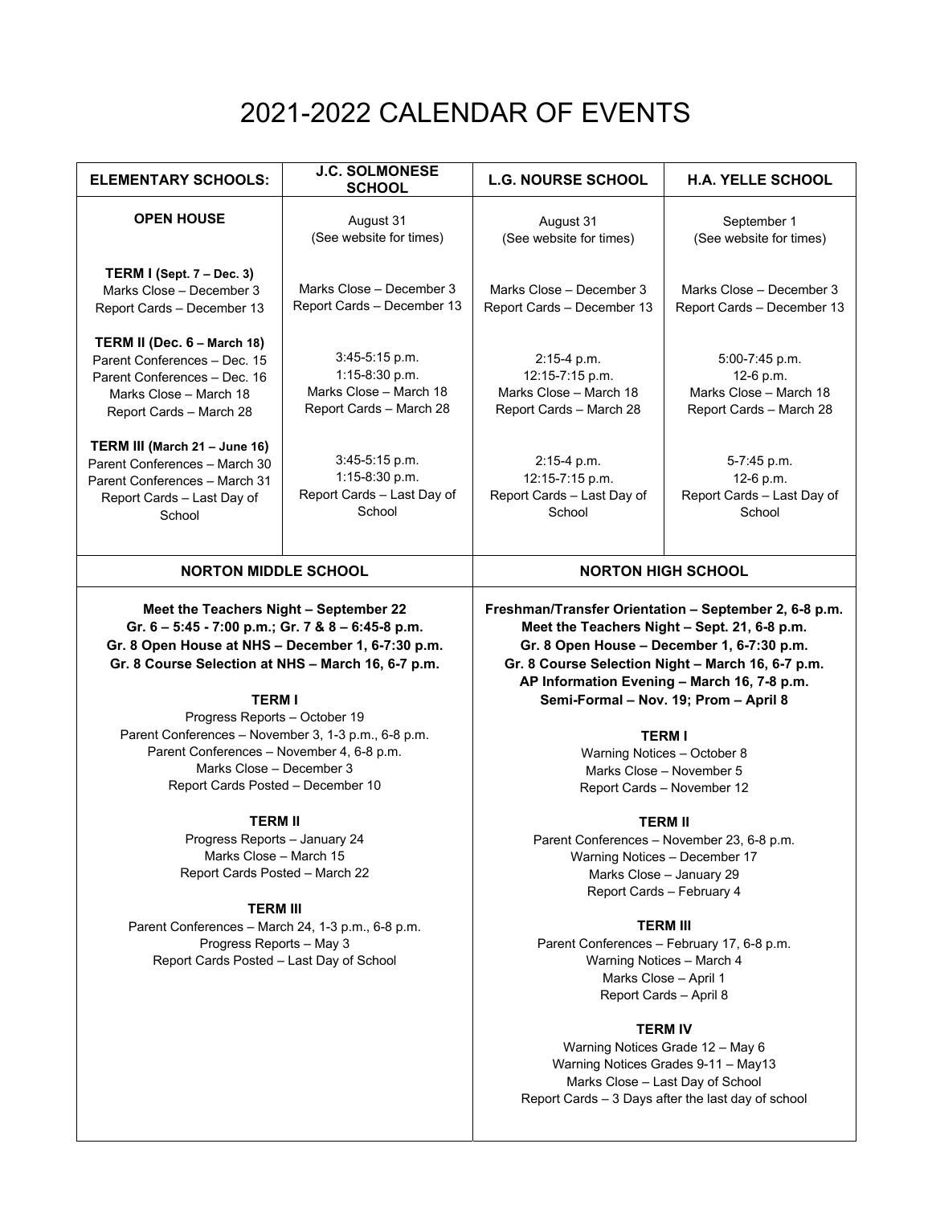# 2021-2022 CALENDAR OF EVENTS

| ELEMENTARY SCHOOLS: | J.C. SOLMONESE SCHOOL | L.G. NOURSE SCHOOL | H.A. YELLE SCHOOL |
|---|---|---|---|
| **OPEN HOUSE** | August 31 (See website for times) | August 31 (See website for times) | September 1 (See website for times) |
| **TERM I (Sept. 7 – Dec. 3)**<br>Marks Close – December 3<br>Report Cards – December 13 | Marks Close – December 3<br>Report Cards – December 13 | Marks Close – December 3<br>Report Cards – December 13 | Marks Close – December 3<br>Report Cards – December 13 |
| **TERM II (Dec. 6 – March 18)**<br>Parent Conferences – Dec. 15<br>Parent Conferences – Dec. 16<br>Marks Close – March 18<br>Report Cards – March 28 | 3:45-5:15 p.m.<br>1:15-8:30 p.m.<br>Marks Close – March 18<br>Report Cards – March 28 | 2:15-4 p.m.<br>12:15-7:15 p.m.<br>Marks Close – March 18<br>Report Cards – March 28 | 5:00-7:45 p.m.<br>12-6 p.m.<br>Marks Close – March 18<br>Report Cards – March 28 |
| **TERM III (March 21 – June 16)**<br>Parent Conferences – March 30<br>Parent Conferences – March 31<br>Report Cards – Last Day of School | 3:45-5:15 p.m.<br>1:15-8:30 p.m.<br>Report Cards – Last Day of School | 2:15-4 p.m.<br>12:15-7:15 p.m.<br>Report Cards – Last Day of School | 5-7:45 p.m.<br>12-6 p.m.<br>Report Cards – Last Day of School |

## NORTON MIDDLE SCHOOL

**Meet the Teachers Night – September 22**
**Gr. 6 – 5:45 - 7:00 p.m.; Gr. 7 & 8 – 6:45-8 p.m.**
**Gr. 8 Open House at NHS – December 1, 6-7:30 p.m.**
**Gr. 8 Course Selection at NHS – March 16, 6-7 p.m.**

**TERM I**

Progress Reports – October 19
Parent Conferences – November 3, 1-3 p.m., 6-8 p.m.
Parent Conferences – November 4, 6-8 p.m.
Marks Close – December 3
Report Cards Posted – December 10

**TERM II**

Progress Reports – January 24
Marks Close – March 15
Report Cards Posted – March 22

**TERM III**

Parent Conferences – March 24, 1-3 p.m., 6-8 p.m.
Progress Reports – May 3
Report Cards Posted – Last Day of School

## NORTON HIGH SCHOOL

**Freshman/Transfer Orientation – September 2, 6-8 p.m.**
**Meet the Teachers Night – Sept. 21, 6-8 p.m.**
**Gr. 8 Open House – December 1, 6-7:30 p.m.**
**Gr. 8 Course Selection Night – March 16, 6-7 p.m.**
**AP Information Evening – March 16, 7-8 p.m.**
**Semi-Formal – Nov. 19; Prom – April 8**

**TERM I**

Warning Notices – October 8
Marks Close – November 5
Report Cards – November 12

**TERM II**

Parent Conferences – November 23, 6-8 p.m.
Warning Notices – December 17
Marks Close – January 29
Report Cards – February 4

**TERM III**

Parent Conferences – February 17, 6-8 p.m.
Warning Notices – March 4
Marks Close – April 1
Report Cards – April 8

**TERM IV**

Warning Notices Grade 12 – May 6
Warning Notices Grades 9-11 – May13
Marks Close – Last Day of School
Report Cards – 3 Days after the last day of school